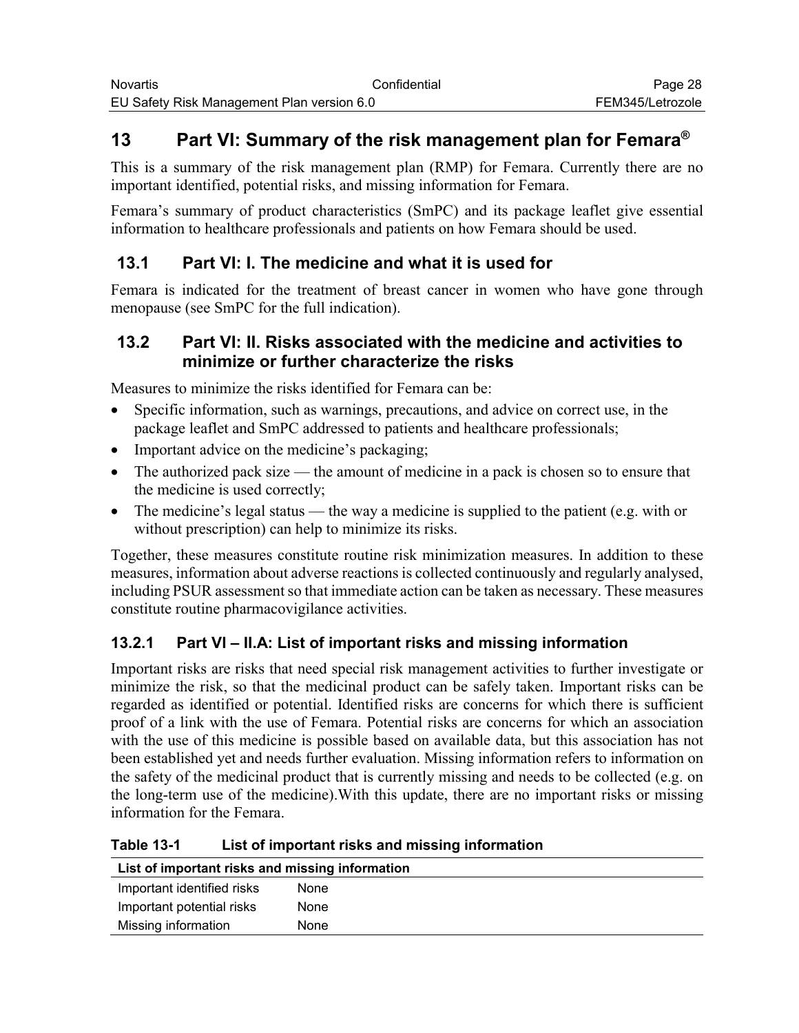# 13 Part VI: Summary of the risk management plan for Femara®

This is a summary of the risk management plan (RMP) for Femara. Currently there are no important identified, potential risks, and missing information for Femara.

Femara's summary of product characteristics (SmPC) and its package leaflet give essential information to healthcare professionals and patients on how Femara should be used.

## 13.1 Part VI: I. The medicine and what it is used for

Femara is indicated for the treatment of breast cancer in women who have gone through menopause (see SmPC for the full indication).

## 13.2 Part VI: II. Risks associated with the medicine and activities to minimize or further characterize the risks

Measures to minimize the risks identified for Femara can be:

- Specific information, such as warnings, precautions, and advice on correct use, in the package leaflet and SmPC addressed to patients and healthcare professionals;
- Important advice on the medicine's packaging;
- The authorized pack size — the amount of medicine in a pack is chosen so to ensure that the medicine is used correctly;
- The medicine's legal status — the way a medicine is supplied to the patient (e.g. with or without prescription) can help to minimize its risks.

Together, these measures constitute routine risk minimization measures. In addition to these measures, information about adverse reactions is collected continuously and regularly analysed, including PSUR assessment so that immediate action can be taken as necessary. These measures constitute routine pharmacovigilance activities.

### 13.2.1 Part VI – II.A: List of important risks and missing information

Important risks are risks that need special risk management activities to further investigate or minimize the risk, so that the medicinal product can be safely taken. Important risks can be regarded as identified or potential. Identified risks are concerns for which there is sufficient proof of a link with the use of Femara. Potential risks are concerns for which an association with the use of this medicine is possible based on available data, but this association has not been established yet and needs further evaluation. Missing information refers to information on the safety of the medicinal product that is currently missing and needs to be collected (e.g. on the long-term use of the medicine).With this update, there are no important risks or missing information for the Femara.

**Table 13-1 List of important risks and missing information**

| List of important risks and missing information | |
|---|---|
| Important identified risks | None |
| Important potential risks | None |
| Missing information | None |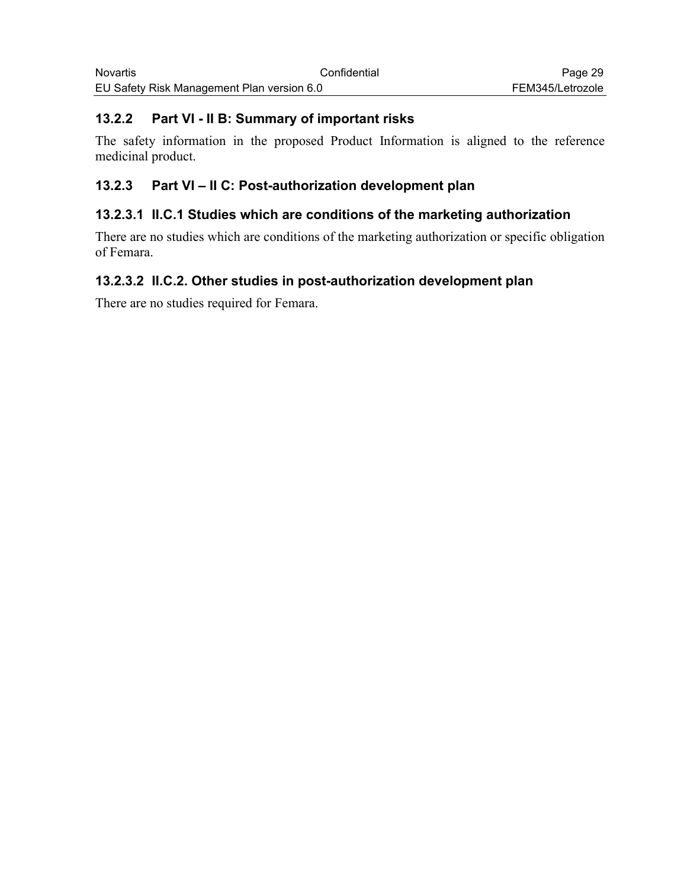### 13.2.2 Part VI - II B: Summary of important risks

The safety information in the proposed Product Information is aligned to the reference medicinal product.

### 13.2.3 Part VI – II C: Post-authorization development plan

#### 13.2.3.1 II.C.1 Studies which are conditions of the marketing authorization

There are no studies which are conditions of the marketing authorization or specific obligation of Femara.

#### 13.2.3.2 II.C.2. Other studies in post-authorization development plan

There are no studies required for Femara.